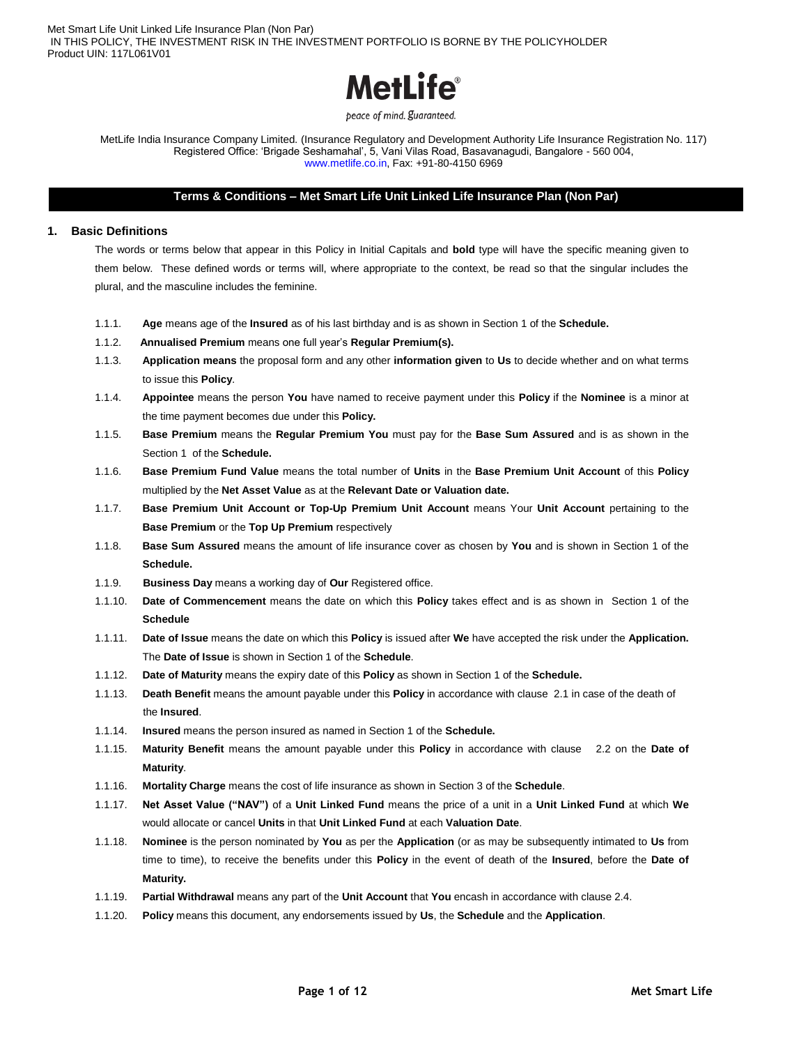Met Smart Life Unit Linked Life Insurance Plan (Non Par)
IN THIS POLICY, THE INVESTMENT RISK IN THE INVESTMENT PORTFOLIO IS BORNE BY THE POLICYHOLDER
Product UIN: 117L061V01

MetLife®

peace of mind. guaranteed.

MetLife India Insurance Company Limited. (Insurance Regulatory and Development Authority Life Insurance Registration No. 117)
Registered Office: 'Brigade Seshamahal', 5, Vani Vilas Road, Basavanagudi, Bangalore - 560 004,
www.metlife.co.in, Fax: +91-80-4150 6969

## Terms & Conditions – Met Smart Life Unit Linked Life Insurance Plan (Non Par)

### 1. Basic Definitions

The words or terms below that appear in this Policy in Initial Capitals and **bold** type will have the specific meaning given to them below. These defined words or terms will, where appropriate to the context, be read so that the singular includes the plural, and the masculine includes the feminine.

1.1.1. **Age** means age of the **Insured** as of his last birthday and is as shown in Section 1 of the **Schedule.**

1.1.2. **Annualised Premium** means one full year's **Regular Premium(s).**

1.1.3. **Application means** the proposal form and any other **information given** to **Us** to decide whether and on what terms to issue this **Policy**.

1.1.4. **Appointee** means the person **You** have named to receive payment under this **Policy** if the **Nominee** is a minor at the time payment becomes due under this **Policy.**

1.1.5. **Base Premium** means the **Regular Premium You** must pay for the **Base Sum Assured** and is as shown in the Section 1 of the **Schedule.**

1.1.6. **Base Premium Fund Value** means the total number of **Units** in the **Base Premium Unit Account** of this **Policy** multiplied by the **Net Asset Value** as at the **Relevant Date or Valuation date.**

1.1.7. **Base Premium Unit Account or Top-Up Premium Unit Account** means Your **Unit Account** pertaining to the **Base Premium** or the **Top Up Premium** respectively

1.1.8. **Base Sum Assured** means the amount of life insurance cover as chosen by **You** and is shown in Section 1 of the **Schedule.**

1.1.9. **Business Day** means a working day of **Our** Registered office.

1.1.10. **Date of Commencement** means the date on which this **Policy** takes effect and is as shown in Section 1 of the **Schedule**

1.1.11. **Date of Issue** means the date on which this **Policy** is issued after **We** have accepted the risk under the **Application.** The **Date of Issue** is shown in Section 1 of the **Schedule**.

1.1.12. **Date of Maturity** means the expiry date of this **Policy** as shown in Section 1 of the **Schedule.**

1.1.13. **Death Benefit** means the amount payable under this **Policy** in accordance with clause 2.1 in case of the death of the **Insured**.

1.1.14. **Insured** means the person insured as named in Section 1 of the **Schedule.**

1.1.15. **Maturity Benefit** means the amount payable under this **Policy** in accordance with clause 2.2 on the **Date of Maturity**.

1.1.16. **Mortality Charge** means the cost of life insurance as shown in Section 3 of the **Schedule**.

1.1.17. **Net Asset Value ("NAV")** of a **Unit Linked Fund** means the price of a unit in a **Unit Linked Fund** at which **We** would allocate or cancel **Units** in that **Unit Linked Fund** at each **Valuation Date**.

1.1.18. **Nominee** is the person nominated by **You** as per the **Application** (or as may be subsequently intimated to **Us** from time to time), to receive the benefits under this **Policy** in the event of death of the **Insured**, before the **Date of Maturity.**

1.1.19. **Partial Withdrawal** means any part of the **Unit Account** that **You** encash in accordance with clause 2.4.

1.1.20. **Policy** means this document, any endorsements issued by **Us**, the **Schedule** and the **Application**.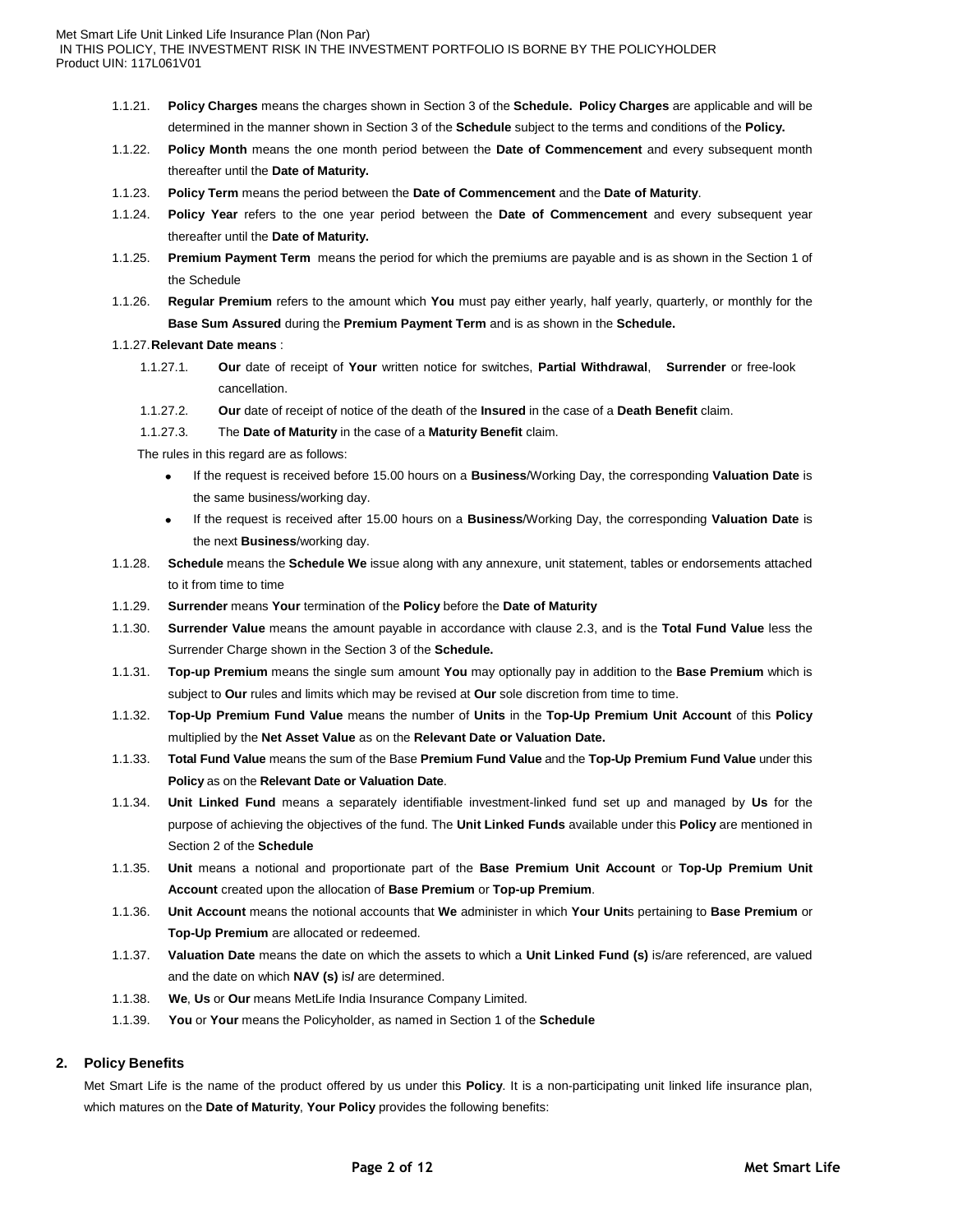1.1.21. **Policy Charges** means the charges shown in Section 3 of the **Schedule. Policy Charges** are applicable and will be determined in the manner shown in Section 3 of the **Schedule** subject to the terms and conditions of the **Policy.**

1.1.22. **Policy Month** means the one month period between the **Date of Commencement** and every subsequent month thereafter until the **Date of Maturity.**

1.1.23. **Policy Term** means the period between the **Date of Commencement** and the **Date of Maturity**.

1.1.24. **Policy Year** refers to the one year period between the **Date of Commencement** and every subsequent year thereafter until the **Date of Maturity.**

1.1.25. **Premium Payment Term** means the period for which the premiums are payable and is as shown in the Section 1 of the Schedule

1.1.26. **Regular Premium** refers to the amount which **You** must pay either yearly, half yearly, quarterly, or monthly for the **Base Sum Assured** during the **Premium Payment Term** and is as shown in the **Schedule.**

1.1.27. **Relevant Date means** :

1.1.27.1. **Our** date of receipt of **Your** written notice for switches, **Partial Withdrawal**, **Surrender** or free-look cancellation.

1.1.27.2. **Our** date of receipt of notice of the death of the **Insured** in the case of a **Death Benefit** claim.

1.1.27.3. The **Date of Maturity** in the case of a **Maturity Benefit** claim.

The rules in this regard are as follows:

- If the request is received before 15.00 hours on a **Business**/Working Day, the corresponding **Valuation Date** is the same business/working day.
- If the request is received after 15.00 hours on a **Business**/Working Day, the corresponding **Valuation Date** is the next **Business**/working day.

1.1.28. **Schedule** means the **Schedule We** issue along with any annexure, unit statement, tables or endorsements attached to it from time to time

1.1.29. **Surrender** means **Your** termination of the **Policy** before the **Date of Maturity**

1.1.30. **Surrender Value** means the amount payable in accordance with clause 2.3, and is the **Total Fund Value** less the Surrender Charge shown in the Section 3 of the **Schedule.**

1.1.31. **Top-up Premium** means the single sum amount **You** may optionally pay in addition to the **Base Premium** which is subject to **Our** rules and limits which may be revised at **Our** sole discretion from time to time.

1.1.32. **Top-Up Premium Fund Value** means the number of **Units** in the **Top-Up Premium Unit Account** of this **Policy** multiplied by the **Net Asset Value** as on the **Relevant Date or Valuation Date.**

1.1.33. **Total Fund Value** means the sum of the Base **Premium Fund Value** and the **Top-Up Premium Fund Value** under this **Policy** as on the **Relevant Date or Valuation Date**.

1.1.34. **Unit Linked Fund** means a separately identifiable investment-linked fund set up and managed by **Us** for the purpose of achieving the objectives of the fund. The **Unit Linked Funds** available under this **Policy** are mentioned in Section 2 of the **Schedule**

1.1.35. **Unit** means a notional and proportionate part of the **Base Premium Unit Account** or **Top-Up Premium Unit Account** created upon the allocation of **Base Premium** or **Top-up Premium**.

1.1.36. **Unit Account** means the notional accounts that **We** administer in which **Your Unit**s pertaining to **Base Premium** or **Top-Up Premium** are allocated or redeemed.

1.1.37. **Valuation Date** means the date on which the assets to which a **Unit Linked Fund (s)** is/are referenced, are valued and the date on which **NAV (s)** is**/** are determined.

1.1.38. **We**, **Us** or **Our** means MetLife India Insurance Company Limited.

1.1.39. **You** or **Your** means the Policyholder, as named in Section 1 of the **Schedule**

## 2. Policy Benefits

Met Smart Life is the name of the product offered by us under this **Policy**. It is a non-participating unit linked life insurance plan, which matures on the **Date of Maturity**, **Your Policy** provides the following benefits: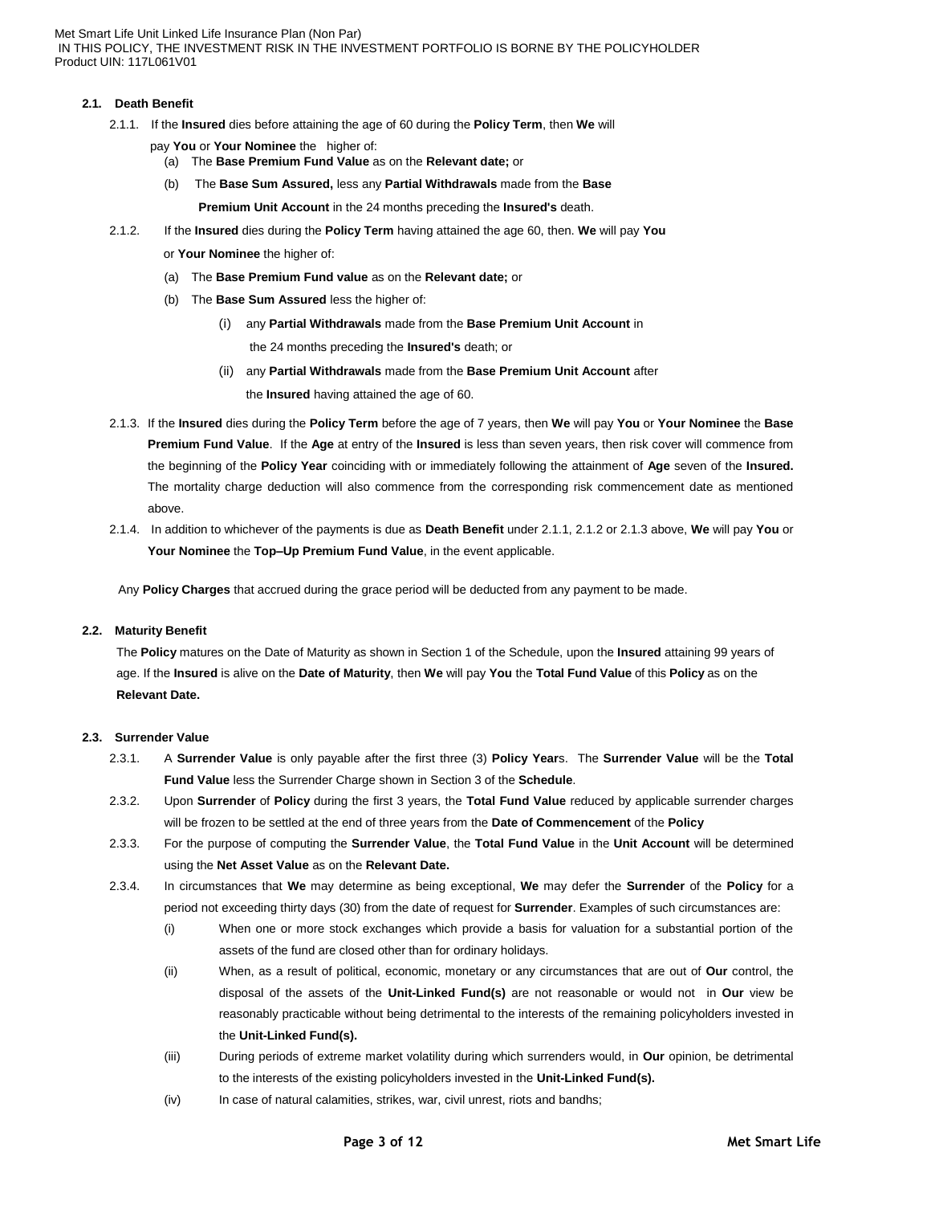### 2.1. Death Benefit

2.1.1. If the **Insured** dies before attaining the age of 60 during the **Policy Term**, then **We** will pay **You** or **Your Nominee** the higher of:

(a) The **Base Premium Fund Value** as on the **Relevant date;** or

(b) The **Base Sum Assured,** less any **Partial Withdrawals** made from the **Base Premium Unit Account** in the 24 months preceding the **Insured's** death.

2.1.2. If the **Insured** dies during the **Policy Term** having attained the age 60, then. **We** will pay **You** or **Your Nominee** the higher of:

(a) The **Base Premium Fund value** as on the **Relevant date;** or

(b) The **Base Sum Assured** less the higher of:

(i) any **Partial Withdrawals** made from the **Base Premium Unit Account** in the 24 months preceding the **Insured's** death; or

(ii) any **Partial Withdrawals** made from the **Base Premium Unit Account** after the **Insured** having attained the age of 60.

2.1.3. If the **Insured** dies during the **Policy Term** before the age of 7 years, then **We** will pay **You** or **Your Nominee** the **Base Premium Fund Value**. If the **Age** at entry of the **Insured** is less than seven years, then risk cover will commence from the beginning of the **Policy Year** coinciding with or immediately following the attainment of **Age** seven of the **Insured.** The mortality charge deduction will also commence from the corresponding risk commencement date as mentioned above.

2.1.4. In addition to whichever of the payments is due as **Death Benefit** under 2.1.1, 2.1.2 or 2.1.3 above, **We** will pay **You** or **Your Nominee** the **Top–Up Premium Fund Value**, in the event applicable.

Any **Policy Charges** that accrued during the grace period will be deducted from any payment to be made.

### 2.2. Maturity Benefit

The **Policy** matures on the Date of Maturity as shown in Section 1 of the Schedule, upon the **Insured** attaining 99 years of age. If the **Insured** is alive on the **Date of Maturity**, then **We** will pay **You** the **Total Fund Value** of this **Policy** as on the **Relevant Date.**

### 2.3. Surrender Value

2.3.1. A **Surrender Value** is only payable after the first three (3) **Policy Year**s. The **Surrender Value** will be the **Total Fund Value** less the Surrender Charge shown in Section 3 of the **Schedule**.

2.3.2. Upon **Surrender** of **Policy** during the first 3 years, the **Total Fund Value** reduced by applicable surrender charges will be frozen to be settled at the end of three years from the **Date of Commencement** of the **Policy**

2.3.3. For the purpose of computing the **Surrender Value**, the **Total Fund Value** in the **Unit Account** will be determined using the **Net Asset Value** as on the **Relevant Date.**

2.3.4. In circumstances that **We** may determine as being exceptional, **We** may defer the **Surrender** of the **Policy** for a period not exceeding thirty days (30) from the date of request for **Surrender**. Examples of such circumstances are:

(i) When one or more stock exchanges which provide a basis for valuation for a substantial portion of the assets of the fund are closed other than for ordinary holidays.

(ii) When, as a result of political, economic, monetary or any circumstances that are out of **Our** control, the disposal of the assets of the **Unit-Linked Fund(s)** are not reasonable or would not in **Our** view be reasonably practicable without being detrimental to the interests of the remaining policyholders invested in the **Unit-Linked Fund(s).**

(iii) During periods of extreme market volatility during which surrenders would, in **Our** opinion, be detrimental to the interests of the existing policyholders invested in the **Unit-Linked Fund(s).**

(iv) In case of natural calamities, strikes, war, civil unrest, riots and bandhs;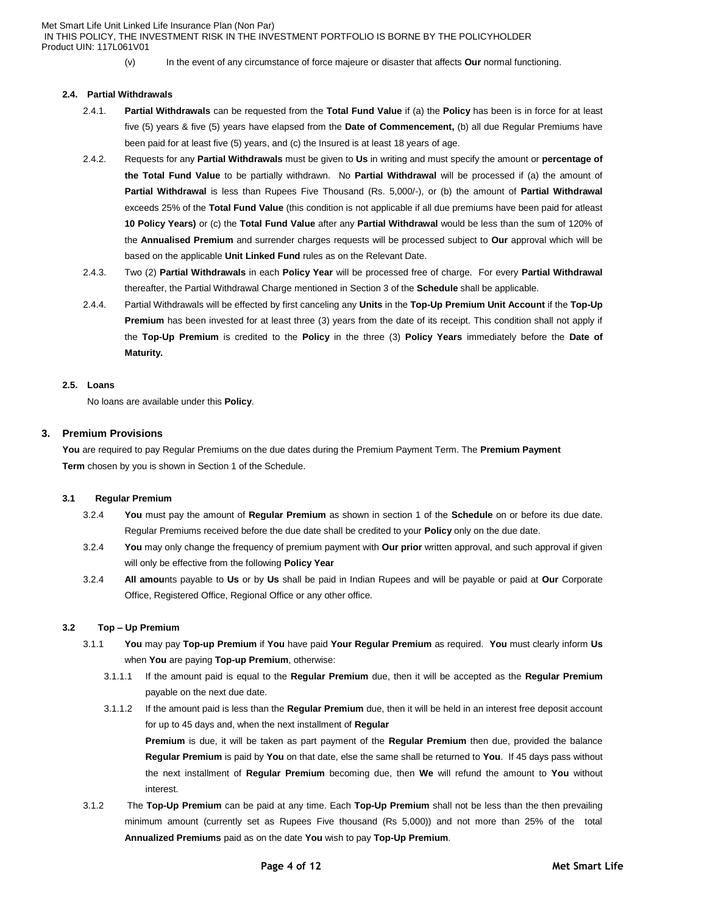(v) In the event of any circumstance of force majeure or disaster that affects **Our** normal functioning.

**2.4. Partial Withdrawals**

2.4.1. **Partial Withdrawals** can be requested from the **Total Fund Value** if (a) the **Policy** has been is in force for at least five (5) years & five (5) years have elapsed from the **Date of Commencement,** (b) all due Regular Premiums have been paid for at least five (5) years, and (c) the Insured is at least 18 years of age.

2.4.2. Requests for any **Partial Withdrawals** must be given to **Us** in writing and must specify the amount or **percentage of the Total Fund Value** to be partially withdrawn. No **Partial Withdrawal** will be processed if (a) the amount of **Partial Withdrawal** is less than Rupees Five Thousand (Rs. 5,000/-), or (b) the amount of **Partial Withdrawal** exceeds 25% of the **Total Fund Value** (this condition is not applicable if all due premiums have been paid for atleast **10 Policy Years)** or (c) the **Total Fund Value** after any **Partial Withdrawal** would be less than the sum of 120% of the **Annualised Premium** and surrender charges requests will be processed subject to **Our** approval which will be based on the applicable **Unit Linked Fund** rules as on the Relevant Date.

2.4.3. Two (2) **Partial Withdrawals** in each **Policy Year** will be processed free of charge. For every **Partial Withdrawal** thereafter, the Partial Withdrawal Charge mentioned in Section 3 of the **Schedule** shall be applicable.

2.4.4. Partial Withdrawals will be effected by first canceling any **Units** in the **Top-Up Premium Unit Account** if the **Top-Up Premium** has been invested for at least three (3) years from the date of its receipt. This condition shall not apply if the **Top-Up Premium** is credited to the **Policy** in the three (3) **Policy Years** immediately before the **Date of Maturity.**

**2.5. Loans**

No loans are available under this **Policy**.

## 3. Premium Provisions

**You** are required to pay Regular Premiums on the due dates during the Premium Payment Term. The **Premium Payment Term** chosen by you is shown in Section 1 of the Schedule.

**3.1 Regular Premium**

3.2.4 **You** must pay the amount of **Regular Premium** as shown in section 1 of the **Schedule** on or before its due date. Regular Premiums received before the due date shall be credited to your **Policy** only on the due date.

3.2.4 **You** may only change the frequency of premium payment with **Our prior** written approval, and such approval if given will only be effective from the following **Policy Year**

3.2.4 **All amou**nts payable to **Us** or by **Us** shall be paid in Indian Rupees and will be payable or paid at **Our** Corporate Office, Registered Office, Regional Office or any other office.

**3.2 Top – Up Premium**

3.1.1 **You** may pay **Top-up Premium** if **You** have paid **Your Regular Premium** as required. **You** must clearly inform **Us** when **You** are paying **Top-up Premium**, otherwise:

3.1.1.1 If the amount paid is equal to the **Regular Premium** due, then it will be accepted as the **Regular Premium** payable on the next due date.

3.1.1.2 If the amount paid is less than the **Regular Premium** due, then it will be held in an interest free deposit account for up to 45 days and, when the next installment of **Regular Premium** is due, it will be taken as part payment of the **Regular Premium** then due, provided the balance **Regular Premium** is paid by **You** on that date, else the same shall be returned to **You**. If 45 days pass without the next installment of **Regular Premium** becoming due, then **We** will refund the amount to **You** without interest.

3.1.2 The **Top-Up Premium** can be paid at any time. Each **Top-Up Premium** shall not be less than the then prevailing minimum amount (currently set as Rupees Five thousand (Rs 5,000)) and not more than 25% of the total **Annualized Premiums** paid as on the date **You** wish to pay **Top-Up Premium**.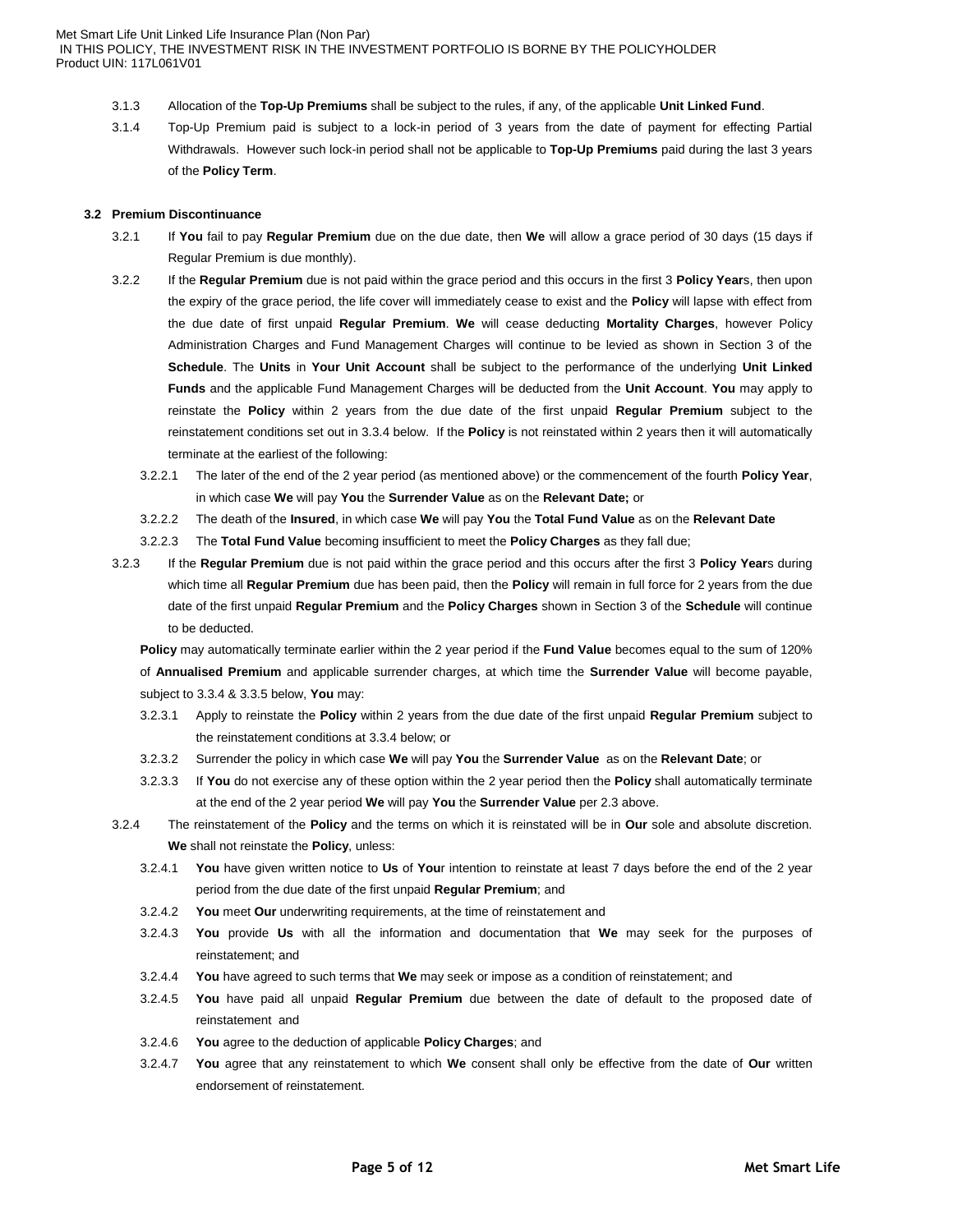3.1.3 Allocation of the **Top-Up Premiums** shall be subject to the rules, if any, of the applicable **Unit Linked Fund**.

3.1.4 Top-Up Premium paid is subject to a lock-in period of 3 years from the date of payment for effecting Partial Withdrawals. However such lock-in period shall not be applicable to **Top-Up Premiums** paid during the last 3 years of the **Policy Term**.

### 3.2 Premium Discontinuance

3.2.1 If **You** fail to pay **Regular Premium** due on the due date, then **We** will allow a grace period of 30 days (15 days if Regular Premium is due monthly).

3.2.2 If the **Regular Premium** due is not paid within the grace period and this occurs in the first 3 **Policy Year**s, then upon the expiry of the grace period, the life cover will immediately cease to exist and the **Policy** will lapse with effect from the due date of first unpaid **Regular Premium**. **We** will cease deducting **Mortality Charges**, however Policy Administration Charges and Fund Management Charges will continue to be levied as shown in Section 3 of the **Schedule**. The **Units** in **Your Unit Account** shall be subject to the performance of the underlying **Unit Linked Funds** and the applicable Fund Management Charges will be deducted from the **Unit Account**. **You** may apply to reinstate the **Policy** within 2 years from the due date of the first unpaid **Regular Premium** subject to the reinstatement conditions set out in 3.3.4 below. If the **Policy** is not reinstated within 2 years then it will automatically terminate at the earliest of the following:

- 3.2.2.1 The later of the end of the 2 year period (as mentioned above) or the commencement of the fourth **Policy Year**, in which case **We** will pay **You** the **Surrender Value** as on the **Relevant Date;** or
- 3.2.2.2 The death of the **Insured**, in which case **We** will pay **You** the **Total Fund Value** as on the **Relevant Date**
- 3.2.2.3 The **Total Fund Value** becoming insufficient to meet the **Policy Charges** as they fall due;

3.2.3 If the **Regular Premium** due is not paid within the grace period and this occurs after the first 3 **Policy Year**s during which time all **Regular Premium** due has been paid, then the **Policy** will remain in full force for 2 years from the due date of the first unpaid **Regular Premium** and the **Policy Charges** shown in Section 3 of the **Schedule** will continue to be deducted.

**Policy** may automatically terminate earlier within the 2 year period if the **Fund Value** becomes equal to the sum of 120% of **Annualised Premium** and applicable surrender charges, at which time the **Surrender Value** will become payable, subject to 3.3.4 & 3.3.5 below, **You** may:

- 3.2.3.1 Apply to reinstate the **Policy** within 2 years from the due date of the first unpaid **Regular Premium** subject to the reinstatement conditions at 3.3.4 below; or
- 3.2.3.2 Surrender the policy in which case **We** will pay **You** the **Surrender Value** as on the **Relevant Date**; or
- 3.2.3.3 If **You** do not exercise any of these option within the 2 year period then the **Policy** shall automatically terminate at the end of the 2 year period **We** will pay **You** the **Surrender Value** per 2.3 above.

3.2.4 The reinstatement of the **Policy** and the terms on which it is reinstated will be in **Our** sole and absolute discretion. **We** shall not reinstate the **Policy**, unless:

- 3.2.4.1 **You** have given written notice to **Us** of **You**r intention to reinstate at least 7 days before the end of the 2 year period from the due date of the first unpaid **Regular Premium**; and
- 3.2.4.2 **You** meet **Our** underwriting requirements, at the time of reinstatement and
- 3.2.4.3 **You** provide **Us** with all the information and documentation that **We** may seek for the purposes of reinstatement; and
- 3.2.4.4 **You** have agreed to such terms that **We** may seek or impose as a condition of reinstatement; and
- 3.2.4.5 **You** have paid all unpaid **Regular Premium** due between the date of default to the proposed date of reinstatement and
- 3.2.4.6 **You** agree to the deduction of applicable **Policy Charges**; and
- 3.2.4.7 **You** agree that any reinstatement to which **We** consent shall only be effective from the date of **Our** written endorsement of reinstatement.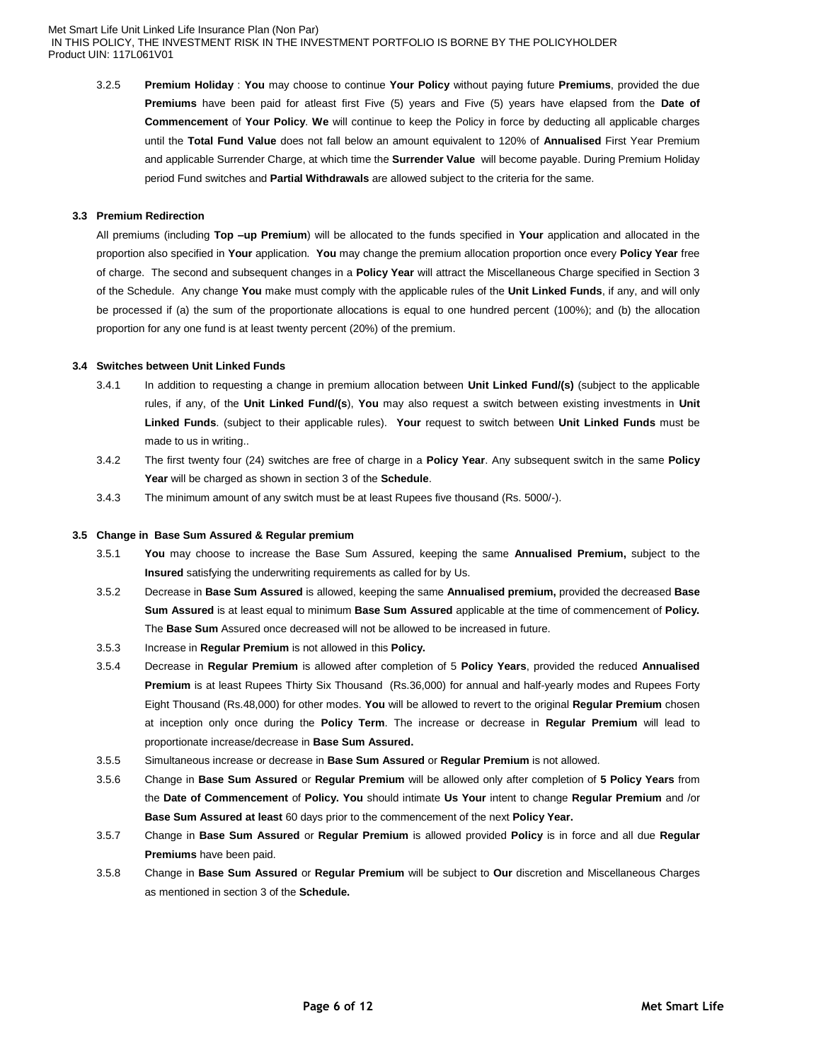3.2.5 **Premium Holiday** : **You** may choose to continue **Your Policy** without paying future **Premiums**, provided the due **Premiums** have been paid for atleast first Five (5) years and Five (5) years have elapsed from the **Date of Commencement** of **Your Policy**. **We** will continue to keep the Policy in force by deducting all applicable charges until the **Total Fund Value** does not fall below an amount equivalent to 120% of **Annualised** First Year Premium and applicable Surrender Charge, at which time the **Surrender Value** will become payable. During Premium Holiday period Fund switches and **Partial Withdrawals** are allowed subject to the criteria for the same.

### 3.3 Premium Redirection

All premiums (including **Top –up Premium**) will be allocated to the funds specified in **Your** application and allocated in the proportion also specified in **Your** application. **You** may change the premium allocation proportion once every **Policy Year** free of charge. The second and subsequent changes in a **Policy Year** will attract the Miscellaneous Charge specified in Section 3 of the Schedule. Any change **You** make must comply with the applicable rules of the **Unit Linked Funds**, if any, and will only be processed if (a) the sum of the proportionate allocations is equal to one hundred percent (100%); and (b) the allocation proportion for any one fund is at least twenty percent (20%) of the premium.

### 3.4 Switches between Unit Linked Funds

3.4.1 In addition to requesting a change in premium allocation between **Unit Linked Fund/(s)** (subject to the applicable rules, if any, of the **Unit Linked Fund/(s**), **You** may also request a switch between existing investments in **Unit Linked Funds**. (subject to their applicable rules). **Your** request to switch between **Unit Linked Funds** must be made to us in writing..

3.4.2 The first twenty four (24) switches are free of charge in a **Policy Year**. Any subsequent switch in the same **Policy Year** will be charged as shown in section 3 of the **Schedule**.

3.4.3 The minimum amount of any switch must be at least Rupees five thousand (Rs. 5000/-).

### 3.5 Change in Base Sum Assured & Regular premium

3.5.1 **You** may choose to increase the Base Sum Assured, keeping the same **Annualised Premium,** subject to the **Insured** satisfying the underwriting requirements as called for by Us.

3.5.2 Decrease in **Base Sum Assured** is allowed, keeping the same **Annualised premium,** provided the decreased **Base Sum Assured** is at least equal to minimum **Base Sum Assured** applicable at the time of commencement of **Policy.** The **Base Sum** Assured once decreased will not be allowed to be increased in future.

3.5.3 Increase in **Regular Premium** is not allowed in this **Policy.**

3.5.4 Decrease in **Regular Premium** is allowed after completion of 5 **Policy Years**, provided the reduced **Annualised Premium** is at least Rupees Thirty Six Thousand (Rs.36,000) for annual and half-yearly modes and Rupees Forty Eight Thousand (Rs.48,000) for other modes. **You** will be allowed to revert to the original **Regular Premium** chosen at inception only once during the **Policy Term**. The increase or decrease in **Regular Premium** will lead to proportionate increase/decrease in **Base Sum Assured.**

3.5.5 Simultaneous increase or decrease in **Base Sum Assured** or **Regular Premium** is not allowed.

3.5.6 Change in **Base Sum Assured** or **Regular Premium** will be allowed only after completion of **5 Policy Years** from the **Date of Commencement** of **Policy. You** should intimate **Us Your** intent to change **Regular Premium** and /or **Base Sum Assured at least** 60 days prior to the commencement of the next **Policy Year.**

3.5.7 Change in **Base Sum Assured** or **Regular Premium** is allowed provided **Policy** is in force and all due **Regular Premiums** have been paid.

3.5.8 Change in **Base Sum Assured** or **Regular Premium** will be subject to **Our** discretion and Miscellaneous Charges as mentioned in section 3 of the **Schedule.**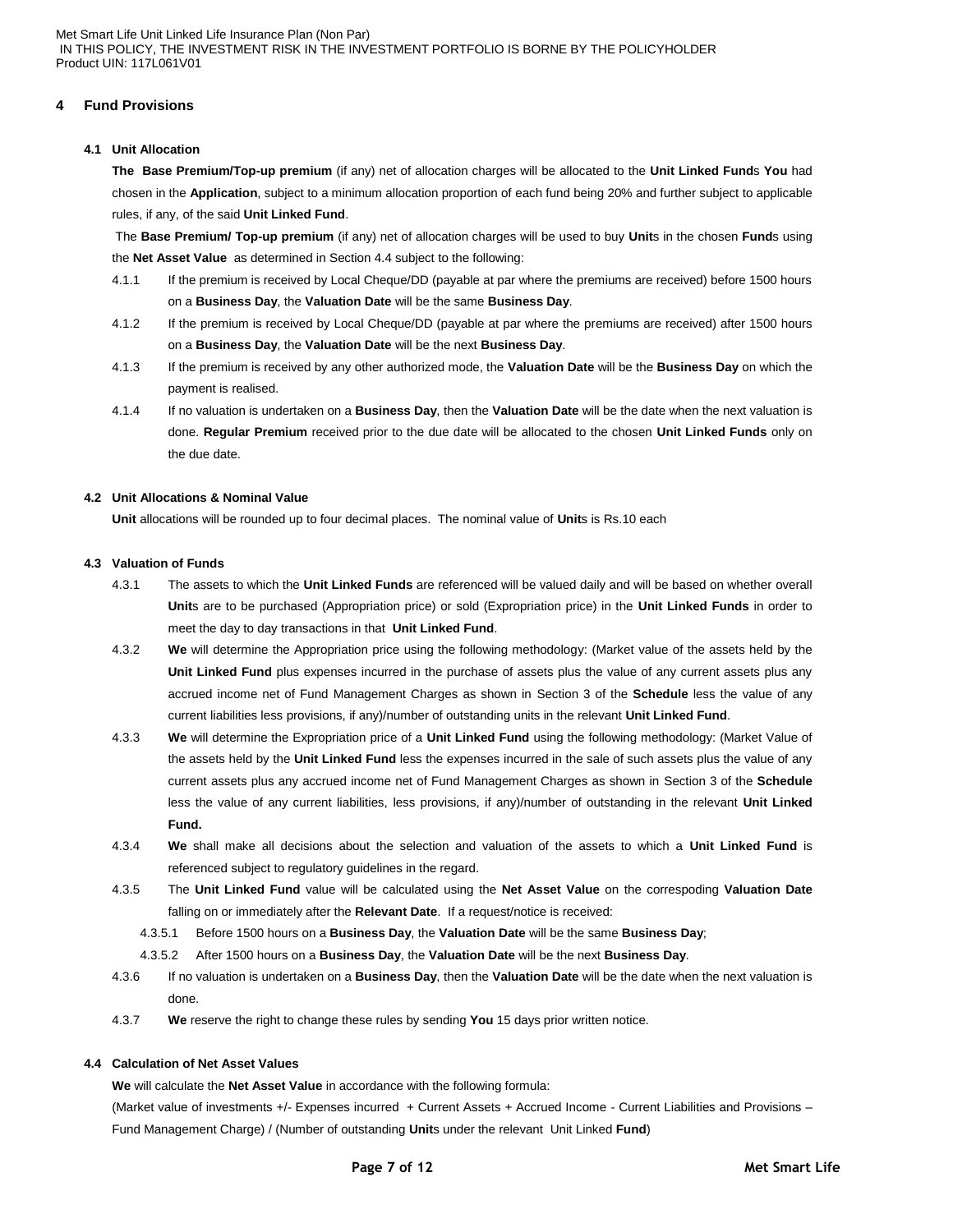## 4 Fund Provisions

### 4.1 Unit Allocation

**The Base Premium/Top-up premium** (if any) net of allocation charges will be allocated to the **Unit Linked Fund**s **You** had chosen in the **Application**, subject to a minimum allocation proportion of each fund being 20% and further subject to applicable rules, if any, of the said **Unit Linked Fund**.

The **Base Premium/ Top-up premium** (if any) net of allocation charges will be used to buy **Unit**s in the chosen **Fund**s using the **Net Asset Value** as determined in Section 4.4 subject to the following:

4.1.1 If the premium is received by Local Cheque/DD (payable at par where the premiums are received) before 1500 hours on a **Business Day**, the **Valuation Date** will be the same **Business Day**.

4.1.2 If the premium is received by Local Cheque/DD (payable at par where the premiums are received) after 1500 hours on a **Business Day**, the **Valuation Date** will be the next **Business Day**.

4.1.3 If the premium is received by any other authorized mode, the **Valuation Date** will be the **Business Day** on which the payment is realised.

4.1.4 If no valuation is undertaken on a **Business Day**, then the **Valuation Date** will be the date when the next valuation is done. **Regular Premium** received prior to the due date will be allocated to the chosen **Unit Linked Funds** only on the due date.

### 4.2 Unit Allocations & Nominal Value

**Unit** allocations will be rounded up to four decimal places. The nominal value of **Unit**s is Rs.10 each

### 4.3 Valuation of Funds

4.3.1 The assets to which the **Unit Linked Funds** are referenced will be valued daily and will be based on whether overall **Unit**s are to be purchased (Appropriation price) or sold (Expropriation price) in the **Unit Linked Funds** in order to meet the day to day transactions in that **Unit Linked Fund**.

4.3.2 **We** will determine the Appropriation price using the following methodology: (Market value of the assets held by the **Unit Linked Fund** plus expenses incurred in the purchase of assets plus the value of any current assets plus any accrued income net of Fund Management Charges as shown in Section 3 of the **Schedule** less the value of any current liabilities less provisions, if any)/number of outstanding units in the relevant **Unit Linked Fund**.

4.3.3 **We** will determine the Expropriation price of a **Unit Linked Fund** using the following methodology: (Market Value of the assets held by the **Unit Linked Fund** less the expenses incurred in the sale of such assets plus the value of any current assets plus any accrued income net of Fund Management Charges as shown in Section 3 of the **Schedule** less the value of any current liabilities, less provisions, if any)/number of outstanding in the relevant **Unit Linked Fund.**

4.3.4 **We** shall make all decisions about the selection and valuation of the assets to which a **Unit Linked Fund** is referenced subject to regulatory guidelines in the regard.

4.3.5 The **Unit Linked Fund** value will be calculated using the **Net Asset Value** on the correspoding **Valuation Date** falling on or immediately after the **Relevant Date**. If a request/notice is received:

4.3.5.1 Before 1500 hours on a **Business Day**, the **Valuation Date** will be the same **Business Day**;

4.3.5.2 After 1500 hours on a **Business Day**, the **Valuation Date** will be the next **Business Day**.

4.3.6 If no valuation is undertaken on a **Business Day**, then the **Valuation Date** will be the date when the next valuation is done.

4.3.7 **We** reserve the right to change these rules by sending **You** 15 days prior written notice.

### 4.4 Calculation of Net Asset Values

**We** will calculate the **Net Asset Value** in accordance with the following formula:

(Market value of investments +/- Expenses incurred + Current Assets + Accrued Income - Current Liabilities and Provisions – Fund Management Charge) / (Number of outstanding **Unit**s under the relevant Unit Linked **Fund**)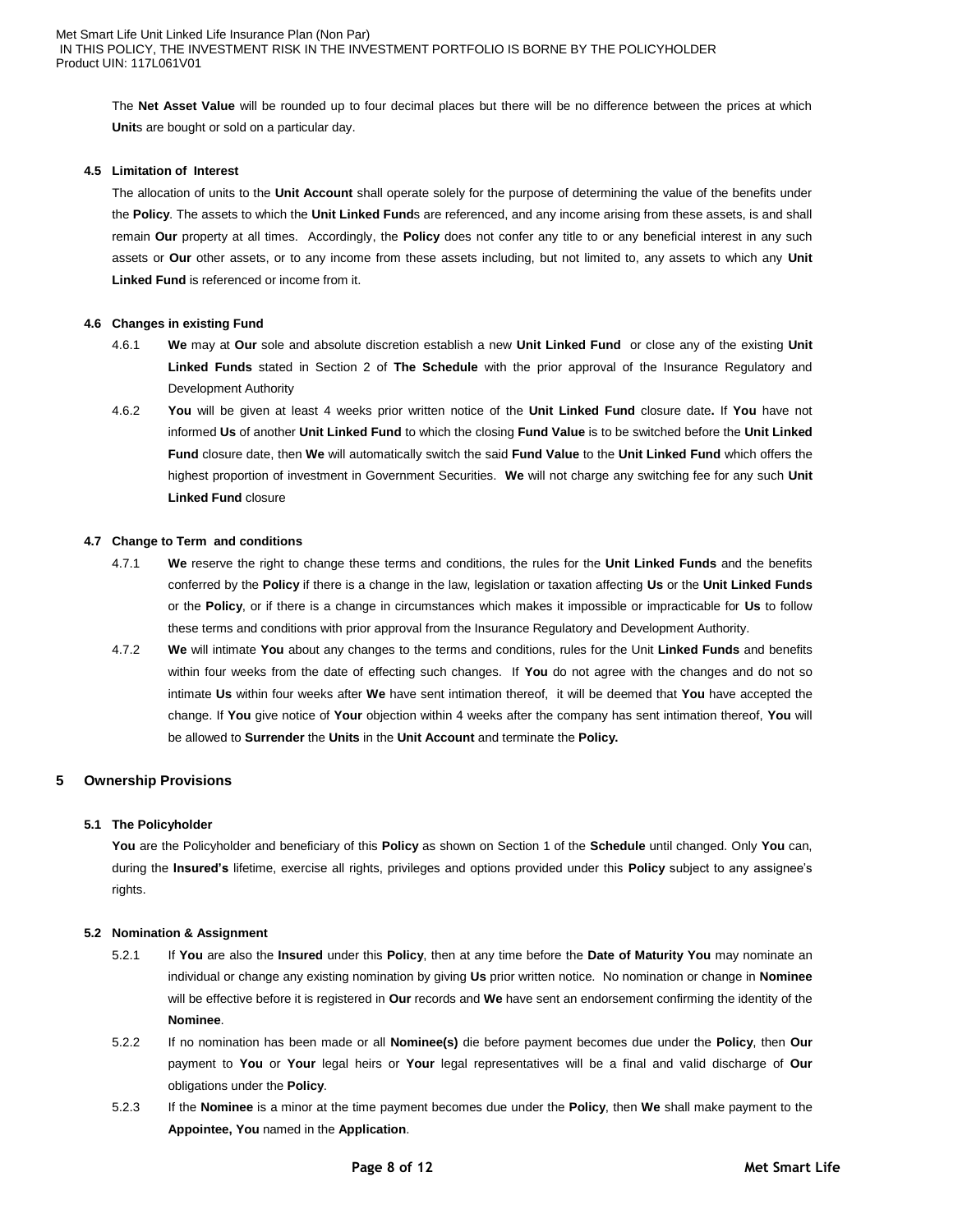The **Net Asset Value** will be rounded up to four decimal places but there will be no difference between the prices at which **Unit**s are bought or sold on a particular day.

### 4.5 Limitation of Interest

The allocation of units to the **Unit Account** shall operate solely for the purpose of determining the value of the benefits under the **Policy**. The assets to which the **Unit Linked Fund**s are referenced, and any income arising from these assets, is and shall remain **Our** property at all times. Accordingly, the **Policy** does not confer any title to or any beneficial interest in any such assets or **Our** other assets, or to any income from these assets including, but not limited to, any assets to which any **Unit Linked Fund** is referenced or income from it.

### 4.6 Changes in existing Fund

4.6.1 **We** may at **Our** sole and absolute discretion establish a new **Unit Linked Fund** or close any of the existing **Unit Linked Funds** stated in Section 2 of **The Schedule** with the prior approval of the Insurance Regulatory and Development Authority

4.6.2 **You** will be given at least 4 weeks prior written notice of the **Unit Linked Fund** closure date**.** If **You** have not informed **Us** of another **Unit Linked Fund** to which the closing **Fund Value** is to be switched before the **Unit Linked Fund** closure date, then **We** will automatically switch the said **Fund Value** to the **Unit Linked Fund** which offers the highest proportion of investment in Government Securities. **We** will not charge any switching fee for any such **Unit Linked Fund** closure

### 4.7 Change to Term and conditions

4.7.1 **We** reserve the right to change these terms and conditions, the rules for the **Unit Linked Funds** and the benefits conferred by the **Policy** if there is a change in the law, legislation or taxation affecting **Us** or the **Unit Linked Funds** or the **Policy**, or if there is a change in circumstances which makes it impossible or impracticable for **Us** to follow these terms and conditions with prior approval from the Insurance Regulatory and Development Authority.

4.7.2 **We** will intimate **You** about any changes to the terms and conditions, rules for the Unit **Linked Funds** and benefits within four weeks from the date of effecting such changes. If **You** do not agree with the changes and do not so intimate **Us** within four weeks after **We** have sent intimation thereof, it will be deemed that **You** have accepted the change. If **You** give notice of **Your** objection within 4 weeks after the company has sent intimation thereof, **You** will be allowed to **Surrender** the **Units** in the **Unit Account** and terminate the **Policy.**

## 5 Ownership Provisions

### 5.1 The Policyholder

**You** are the Policyholder and beneficiary of this **Policy** as shown on Section 1 of the **Schedule** until changed. Only **You** can, during the **Insured's** lifetime, exercise all rights, privileges and options provided under this **Policy** subject to any assignee's rights.

### 5.2 Nomination & Assignment

5.2.1 If **You** are also the **Insured** under this **Policy**, then at any time before the **Date of Maturity You** may nominate an individual or change any existing nomination by giving **Us** prior written notice. No nomination or change in **Nominee** will be effective before it is registered in **Our** records and **We** have sent an endorsement confirming the identity of the **Nominee**.

5.2.2 If no nomination has been made or all **Nominee(s)** die before payment becomes due under the **Policy**, then **Our** payment to **You** or **Your** legal heirs or **Your** legal representatives will be a final and valid discharge of **Our** obligations under the **Policy**.

5.2.3 If the **Nominee** is a minor at the time payment becomes due under the **Policy**, then **We** shall make payment to the **Appointee, You** named in the **Application**.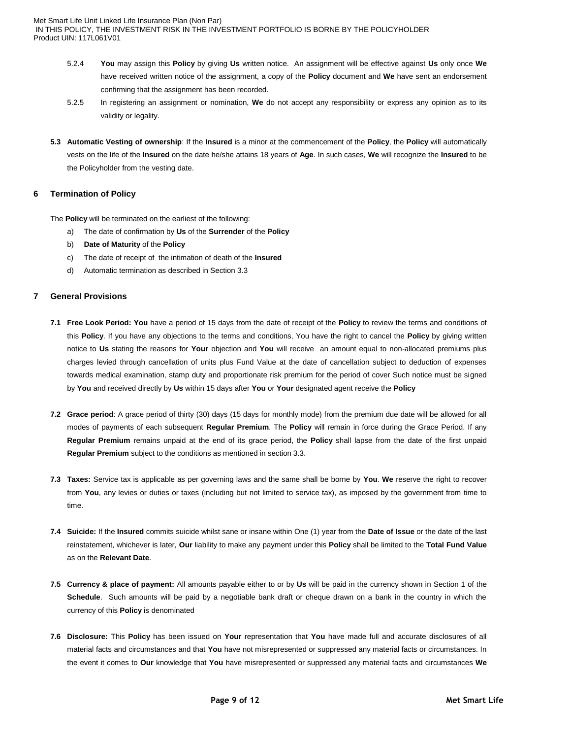5.2.4 **You** may assign this **Policy** by giving **Us** written notice. An assignment will be effective against **Us** only once **We** have received written notice of the assignment, a copy of the **Policy** document and **We** have sent an endorsement confirming that the assignment has been recorded.

5.2.5 In registering an assignment or nomination, **We** do not accept any responsibility or express any opinion as to its validity or legality.

**5.3 Automatic Vesting of ownership**: If the **Insured** is a minor at the commencement of the **Policy**, the **Policy** will automatically vests on the life of the **Insured** on the date he/she attains 18 years of **Age**. In such cases, **We** will recognize the **Insured** to be the Policyholder from the vesting date.

## 6 Termination of Policy

The **Policy** will be terminated on the earliest of the following:

a) The date of confirmation by **Us** of the **Surrender** of the **Policy**

b) **Date of Maturity** of the **Policy**

c) The date of receipt of the intimation of death of the **Insured**

d) Automatic termination as described in Section 3.3

## 7 General Provisions

**7.1 Free Look Period: You** have a period of 15 days from the date of receipt of the **Policy** to review the terms and conditions of this **Policy**. If you have any objections to the terms and conditions, You have the right to cancel the **Policy** by giving written notice to **Us** stating the reasons for **Your** objection and **You** will receive an amount equal to non-allocated premiums plus charges levied through cancellation of units plus Fund Value at the date of cancellation subject to deduction of expenses towards medical examination, stamp duty and proportionate risk premium for the period of cover Such notice must be signed by **You** and received directly by **Us** within 15 days after **You** or **Your** designated agent receive the **Policy**

**7.2 Grace period**: A grace period of thirty (30) days (15 days for monthly mode) from the premium due date will be allowed for all modes of payments of each subsequent **Regular Premium**. The **Policy** will remain in force during the Grace Period. If any **Regular Premium** remains unpaid at the end of its grace period, the **Policy** shall lapse from the date of the first unpaid **Regular Premium** subject to the conditions as mentioned in section 3.3.

**7.3 Taxes:** Service tax is applicable as per governing laws and the same shall be borne by **You**. **We** reserve the right to recover from **You**, any levies or duties or taxes (including but not limited to service tax), as imposed by the government from time to time.

**7.4 Suicide:** If the **Insured** commits suicide whilst sane or insane within One (1) year from the **Date of Issue** or the date of the last reinstatement, whichever is later, **Our** liability to make any payment under this **Policy** shall be limited to the **Total Fund Value** as on the **Relevant Date**.

**7.5 Currency & place of payment:** All amounts payable either to or by **Us** will be paid in the currency shown in Section 1 of the **Schedule**. Such amounts will be paid by a negotiable bank draft or cheque drawn on a bank in the country in which the currency of this **Policy** is denominated

**7.6 Disclosure:** This **Policy** has been issued on **Your** representation that **You** have made full and accurate disclosures of all material facts and circumstances and that **You** have not misrepresented or suppressed any material facts or circumstances. In the event it comes to **Our** knowledge that **You** have misrepresented or suppressed any material facts and circumstances **We**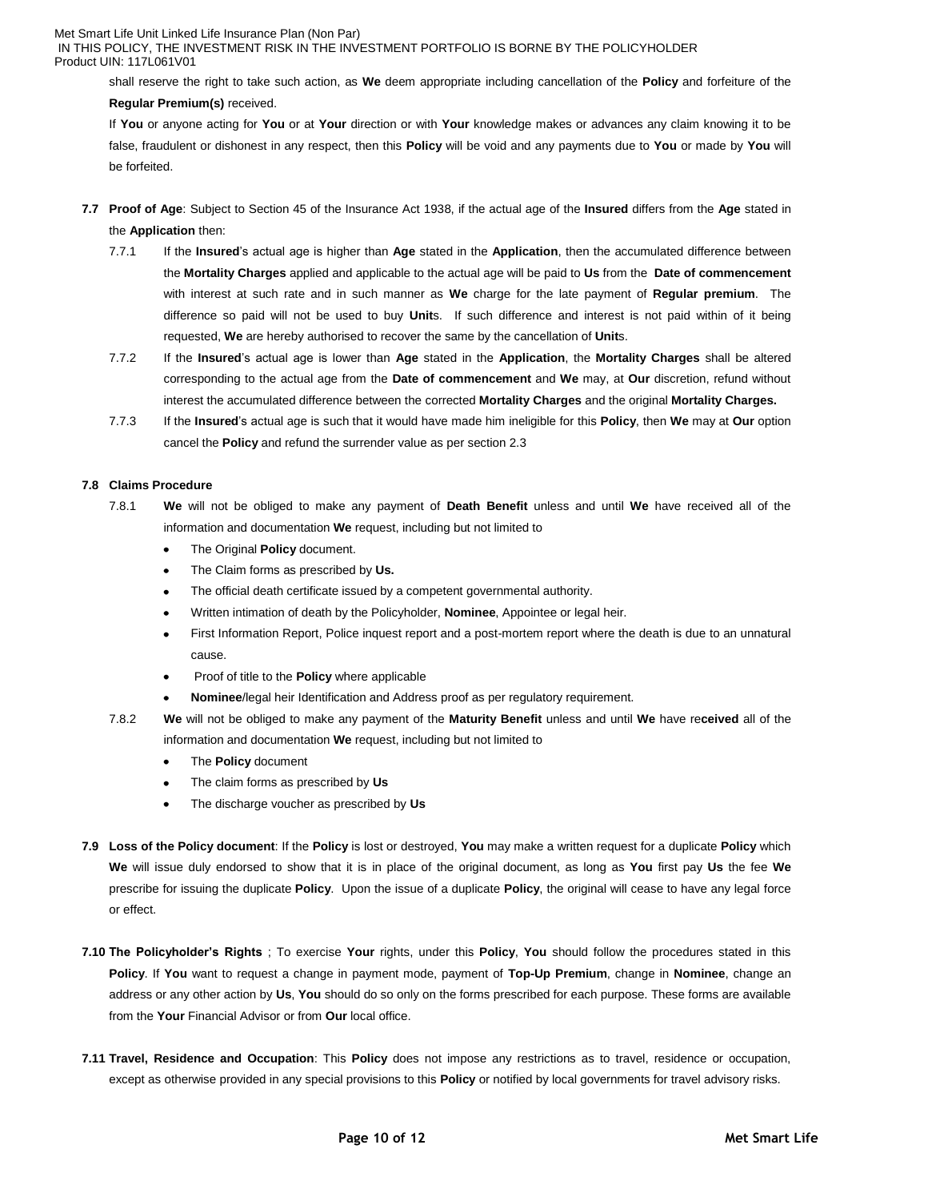shall reserve the right to take such action, as **We** deem appropriate including cancellation of the **Policy** and forfeiture of the **Regular Premium(s)** received.

If **You** or anyone acting for **You** or at **Your** direction or with **Your** knowledge makes or advances any claim knowing it to be false, fraudulent or dishonest in any respect, then this **Policy** will be void and any payments due to **You** or made by **You** will be forfeited.

**7.7 Proof of Age**: Subject to Section 45 of the Insurance Act 1938, if the actual age of the **Insured** differs from the **Age** stated in the **Application** then:

7.7.1 If the **Insured**'s actual age is higher than **Age** stated in the **Application**, then the accumulated difference between the **Mortality Charges** applied and applicable to the actual age will be paid to **Us** from the **Date of commencement** with interest at such rate and in such manner as **We** charge for the late payment of **Regular premium**. The difference so paid will not be used to buy **Unit**s. If such difference and interest is not paid within of it being requested, **We** are hereby authorised to recover the same by the cancellation of **Unit**s.

7.7.2 If the **Insured**'s actual age is lower than **Age** stated in the **Application**, the **Mortality Charges** shall be altered corresponding to the actual age from the **Date of commencement** and **We** may, at **Our** discretion, refund without interest the accumulated difference between the corrected **Mortality Charges** and the original **Mortality Charges.**

7.7.3 If the **Insured**'s actual age is such that it would have made him ineligible for this **Policy**, then **We** may at **Our** option cancel the **Policy** and refund the surrender value as per section 2.3

**7.8 Claims Procedure**

7.8.1 **We** will not be obliged to make any payment of **Death Benefit** unless and until **We** have received all of the information and documentation **We** request, including but not limited to

- The Original **Policy** document.
- The Claim forms as prescribed by **Us.**
- The official death certificate issued by a competent governmental authority.
- Written intimation of death by the Policyholder, **Nominee**, Appointee or legal heir.
- First Information Report, Police inquest report and a post-mortem report where the death is due to an unnatural cause.
- Proof of title to the **Policy** where applicable
- **Nominee**/legal heir Identification and Address proof as per regulatory requirement.

7.8.2 **We** will not be obliged to make any payment of the **Maturity Benefit** unless and until **We** have re**ceived** all of the information and documentation **We** request, including but not limited to

- The **Policy** document
- The claim forms as prescribed by **Us**
- The discharge voucher as prescribed by **Us**

**7.9 Loss of the Policy document**: If the **Policy** is lost or destroyed, **You** may make a written request for a duplicate **Policy** which **We** will issue duly endorsed to show that it is in place of the original document, as long as **You** first pay **Us** the fee **We** prescribe for issuing the duplicate **Policy**. Upon the issue of a duplicate **Policy**, the original will cease to have any legal force or effect.

**7.10 The Policyholder's Rights** ; To exercise **Your** rights, under this **Policy**, **You** should follow the procedures stated in this **Policy**. If **You** want to request a change in payment mode, payment of **Top-Up Premium**, change in **Nominee**, change an address or any other action by **Us**, **You** should do so only on the forms prescribed for each purpose. These forms are available from the **Your** Financial Advisor or from **Our** local office.

**7.11 Travel, Residence and Occupation**: This **Policy** does not impose any restrictions as to travel, residence or occupation, except as otherwise provided in any special provisions to this **Policy** or notified by local governments for travel advisory risks.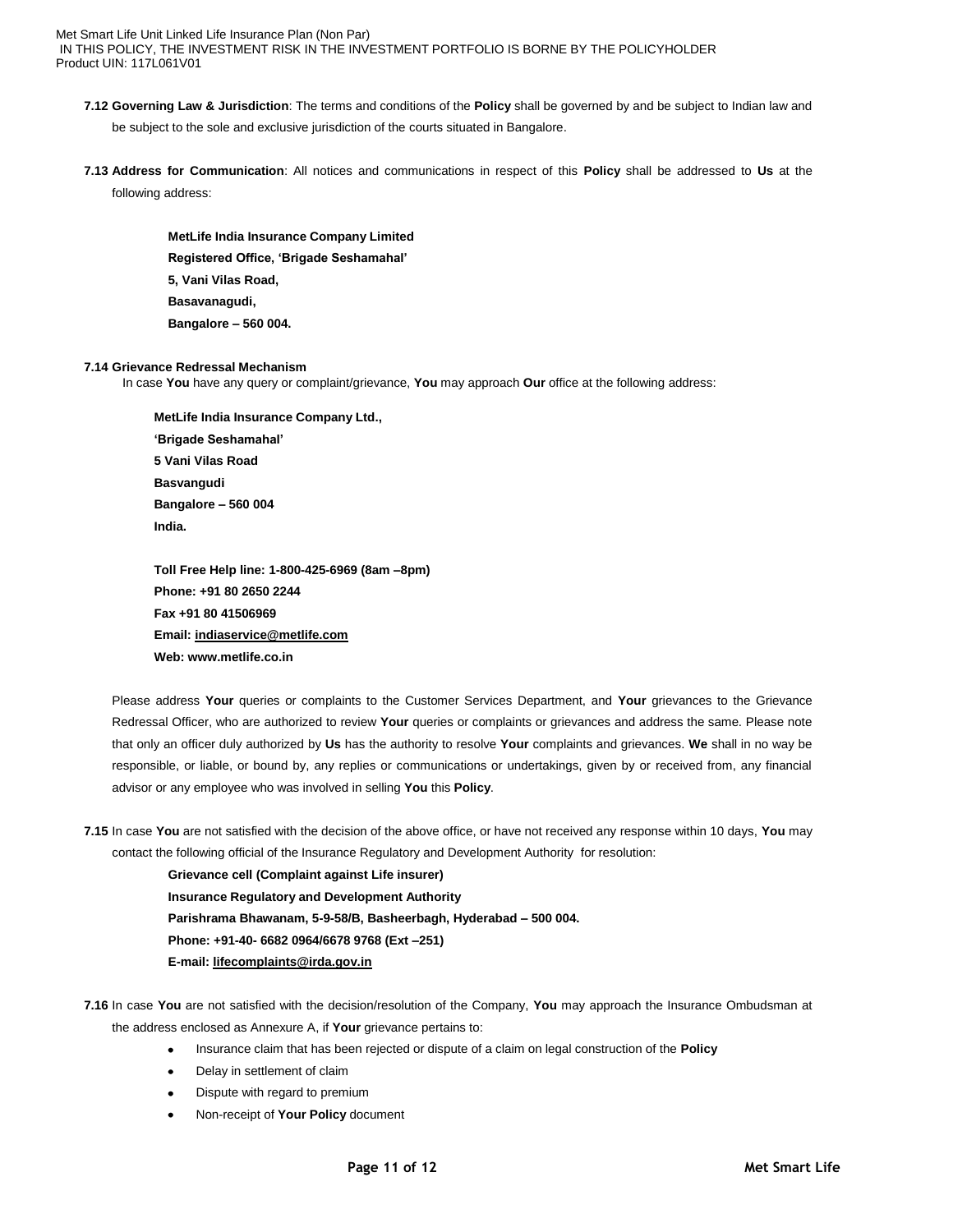**7.12 Governing Law & Jurisdiction**: The terms and conditions of the **Policy** shall be governed by and be subject to Indian law and be subject to the sole and exclusive jurisdiction of the courts situated in Bangalore.

**7.13 Address for Communication**: All notices and communications in respect of this **Policy** shall be addressed to **Us** at the following address:

**MetLife India Insurance Company Limited**
**Registered Office, 'Brigade Seshamahal'**
**5, Vani Vilas Road,**
**Basavanagudi,**
**Bangalore – 560 004.**

**7.14 Grievance Redressal Mechanism**

In case **You** have any query or complaint/grievance, **You** may approach **Our** office at the following address:

**MetLife India Insurance Company Ltd.,**
**'Brigade Seshamahal'**
**5 Vani Vilas Road**
**Basvangudi**
**Bangalore – 560 004**
**India.**

**Toll Free Help line: 1-800-425-6969 (8am –8pm)**
**Phone: +91 80 2650 2244**
**Fax +91 80 41506969**
**Email: indiaservice@metlife.com**
**Web: www.metlife.co.in**

Please address **Your** queries or complaints to the Customer Services Department, and **Your** grievances to the Grievance Redressal Officer, who are authorized to review **Your** queries or complaints or grievances and address the same. Please note that only an officer duly authorized by **Us** has the authority to resolve **Your** complaints and grievances. **We** shall in no way be responsible, or liable, or bound by, any replies or communications or undertakings, given by or received from, any financial advisor or any employee who was involved in selling **You** this **Policy**.

**7.15** In case **You** are not satisfied with the decision of the above office, or have not received any response within 10 days, **You** may contact the following official of the Insurance Regulatory and Development Authority for resolution:

**Grievance cell (Complaint against Life insurer)**
**Insurance Regulatory and Development Authority**
**Parishrama Bhawanam, 5-9-58/B, Basheerbagh, Hyderabad – 500 004.**
**Phone: +91-40- 6682 0964/6678 9768 (Ext –251)**
**E-mail: lifecomplaints@irda.gov.in**

**7.16** In case **You** are not satisfied with the decision/resolution of the Company, **You** may approach the Insurance Ombudsman at the address enclosed as Annexure A, if **Your** grievance pertains to:

- Insurance claim that has been rejected or dispute of a claim on legal construction of the **Policy**
- Delay in settlement of claim
- Dispute with regard to premium
- Non-receipt of **Your Policy** document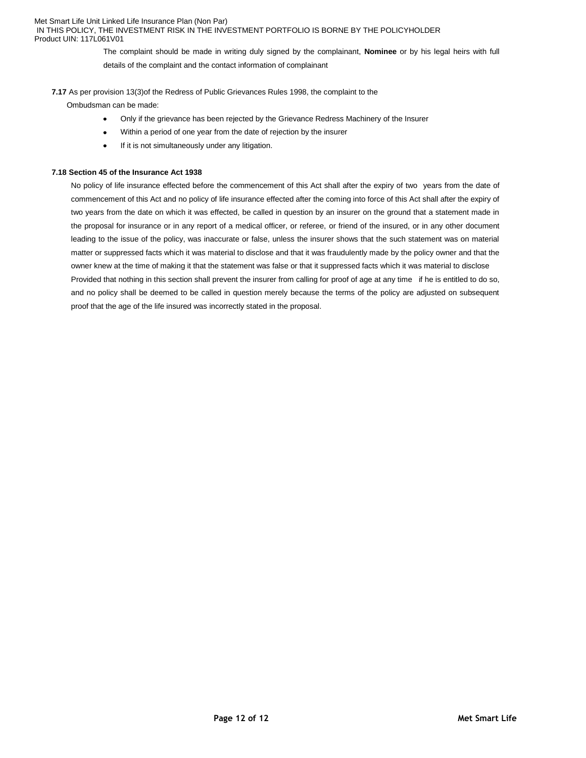The complaint should be made in writing duly signed by the complainant, **Nominee** or by his legal heirs with full details of the complaint and the contact information of complainant

**7.17** As per provision 13(3)of the Redress of Public Grievances Rules 1998, the complaint to the Ombudsman can be made:

- Only if the grievance has been rejected by the Grievance Redress Machinery of the Insurer
- Within a period of one year from the date of rejection by the insurer
- If it is not simultaneously under any litigation.

**7.18 Section 45 of the Insurance Act 1938**

No policy of life insurance effected before the commencement of this Act shall after the expiry of two years from the date of commencement of this Act and no policy of life insurance effected after the coming into force of this Act shall after the expiry of two years from the date on which it was effected, be called in question by an insurer on the ground that a statement made in the proposal for insurance or in any report of a medical officer, or referee, or friend of the insured, or in any other document leading to the issue of the policy, was inaccurate or false, unless the insurer shows that the such statement was on material matter or suppressed facts which it was material to disclose and that it was fraudulently made by the policy owner and that the owner knew at the time of making it that the statement was false or that it suppressed facts which it was material to disclose

Provided that nothing in this section shall prevent the insurer from calling for proof of age at any time if he is entitled to do so, and no policy shall be deemed to be called in question merely because the terms of the policy are adjusted on subsequent proof that the age of the life insured was incorrectly stated in the proposal.